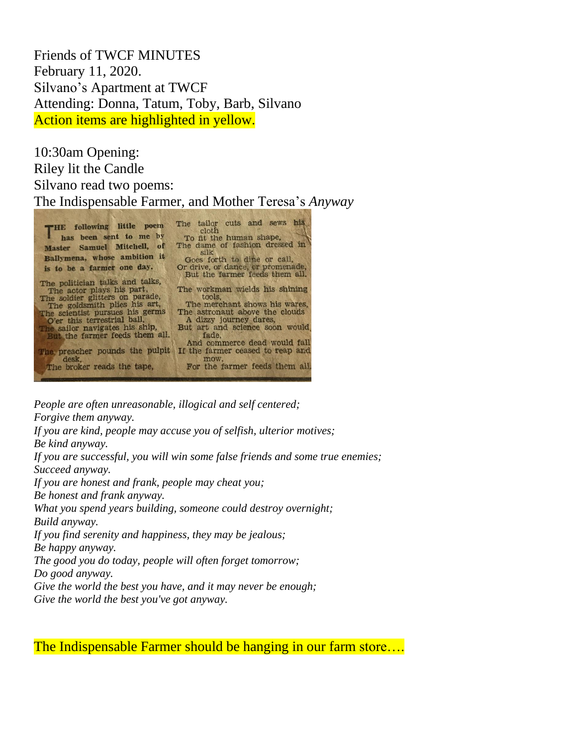Friends of TWCF MINUTES
February 11, 2020.
Silvano's Apartment at TWCF
Attending: Donna, Tatum, Toby, Barb, Silvano
Action items are highlighted in yellow.

10:30am Opening:
Riley lit the Candle
Silvano read two poems:
The Indispensable Farmer, and Mother Teresa's *Anyway*

THE following little poem has been sent to me by Master Samuel Mitchell, of Ballymena, whose ambition it is to be a farmer one day.

The politician talks and talks,
The actor plays his part,
The soldier glitters on parade,
The goldsmith plies his art,
The scientist pursues his germs
O'er this terrestrial ball,
The sailor navigates his ship,
But the farmer feeds them all.

The preacher pounds the pulpit desk,
The broker reads the tape,
The tailor cuts and sews his cloth
To fit the human shape,
The dame of fashion dressed in silk
Goes forth to dine or call,
Or drive, or dance, or promenade,
But the farmer feeds them all.

The workman wields his shining tools,
The merchant shows his wares,
The astronaut above the clouds
A dizzy journey dares,
But art and science soon would fade,
And commerce dead would fall
If the farmer ceased to reap and mow,
For the farmer feeds them all.

*People are often unreasonable, illogical and self centered;*
*Forgive them anyway.*
*If you are kind, people may accuse you of selfish, ulterior motives;*
*Be kind anyway.*
*If you are successful, you will win some false friends and some true enemies;*
*Succeed anyway.*
*If you are honest and frank, people may cheat you;*
*Be honest and frank anyway.*
*What you spend years building, someone could destroy overnight;*
*Build anyway.*
*If you find serenity and happiness, they may be jealous;*
*Be happy anyway.*
*The good you do today, people will often forget tomorrow;*
*Do good anyway.*
*Give the world the best you have, and it may never be enough;*
*Give the world the best you've got anyway.*

The Indispensable Farmer should be hanging in our farm store….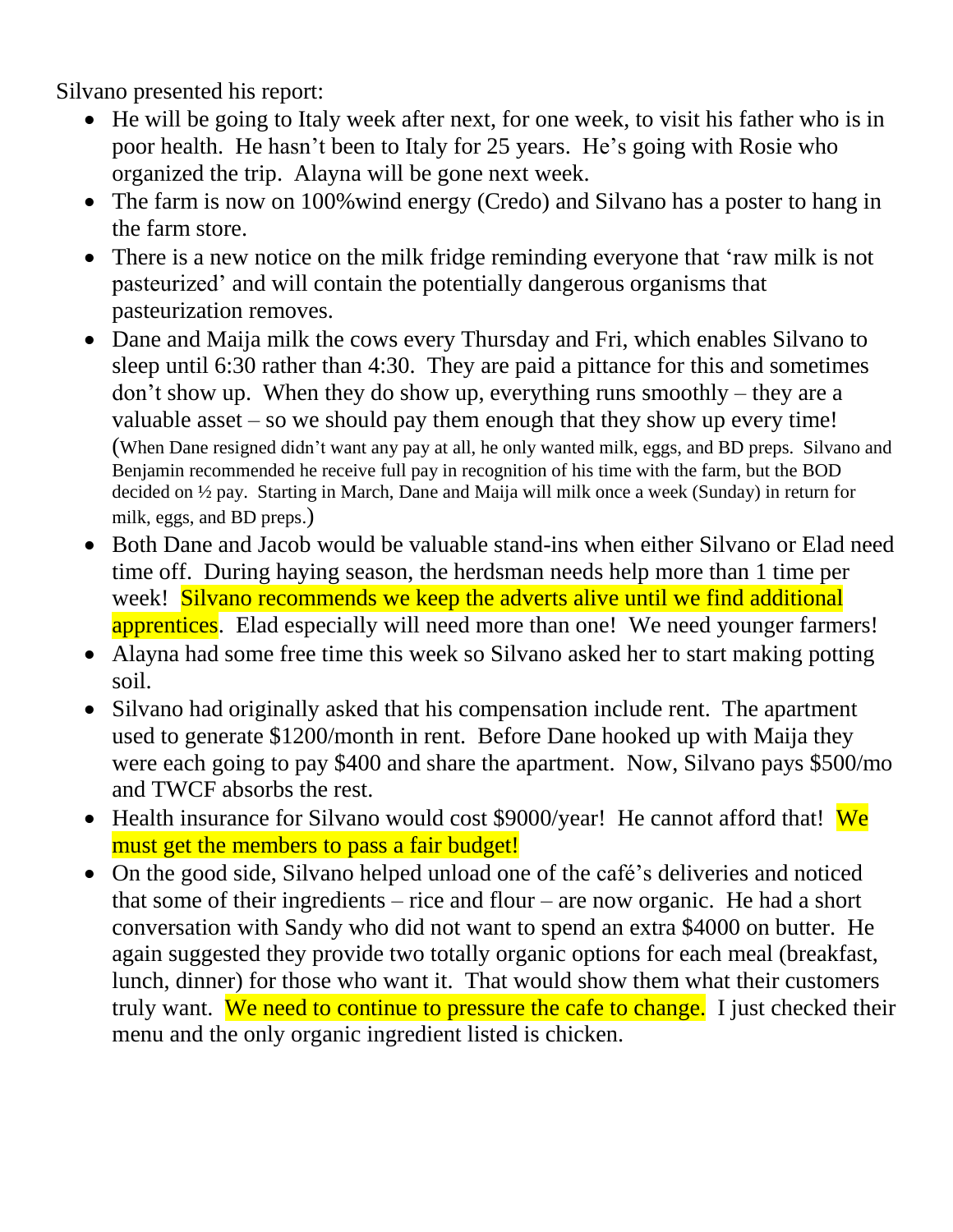Silvano presented his report:

- He will be going to Italy week after next, for one week, to visit his father who is in poor health. He hasn't been to Italy for 25 years. He's going with Rosie who organized the trip. Alayna will be gone next week.
- The farm is now on 100%wind energy (Credo) and Silvano has a poster to hang in the farm store.
- There is a new notice on the milk fridge reminding everyone that 'raw milk is not pasteurized' and will contain the potentially dangerous organisms that pasteurization removes.
- Dane and Maija milk the cows every Thursday and Fri, which enables Silvano to sleep until 6:30 rather than 4:30. They are paid a pittance for this and sometimes don't show up. When they do show up, everything runs smoothly – they are a valuable asset – so we should pay them enough that they show up every time! (When Dane resigned didn't want any pay at all, he only wanted milk, eggs, and BD preps. Silvano and Benjamin recommended he receive full pay in recognition of his time with the farm, but the BOD decided on ½ pay. Starting in March, Dane and Maija will milk once a week (Sunday) in return for milk, eggs, and BD preps.)
- Both Dane and Jacob would be valuable stand-ins when either Silvano or Elad need time off. During haying season, the herdsman needs help more than 1 time per week! Silvano recommends we keep the adverts alive until we find additional apprentices. Elad especially will need more than one! We need younger farmers!
- Alayna had some free time this week so Silvano asked her to start making potting soil.
- Silvano had originally asked that his compensation include rent. The apartment used to generate $1200/month in rent. Before Dane hooked up with Maija they were each going to pay $400 and share the apartment. Now, Silvano pays $500/mo and TWCF absorbs the rest.
- Health insurance for Silvano would cost $9000/year! He cannot afford that! We must get the members to pass a fair budget!
- On the good side, Silvano helped unload one of the café's deliveries and noticed that some of their ingredients – rice and flour – are now organic. He had a short conversation with Sandy who did not want to spend an extra $4000 on butter. He again suggested they provide two totally organic options for each meal (breakfast, lunch, dinner) for those who want it. That would show them what their customers truly want. We need to continue to pressure the cafe to change. I just checked their menu and the only organic ingredient listed is chicken.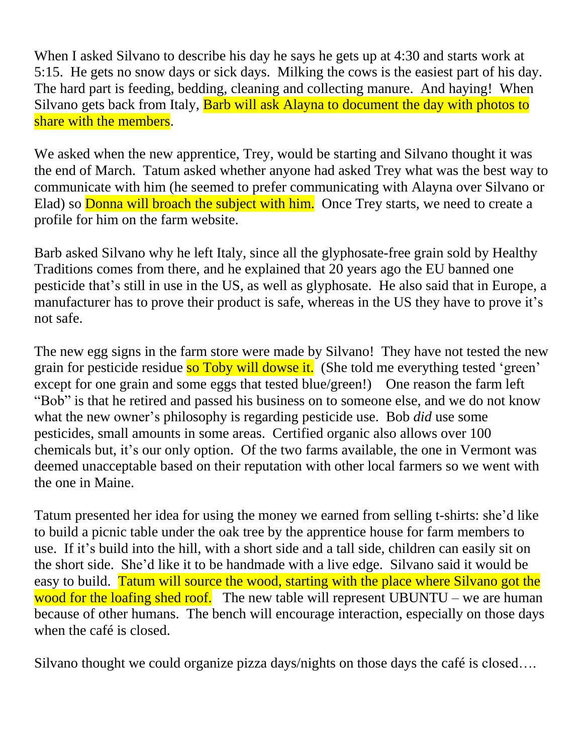When I asked Silvano to describe his day he says he gets up at 4:30 and starts work at 5:15. He gets no snow days or sick days. Milking the cows is the easiest part of his day. The hard part is feeding, bedding, cleaning and collecting manure. And haying! When Silvano gets back from Italy, Barb will ask Alayna to document the day with photos to share with the members.

We asked when the new apprentice, Trey, would be starting and Silvano thought it was the end of March. Tatum asked whether anyone had asked Trey what was the best way to communicate with him (he seemed to prefer communicating with Alayna over Silvano or Elad) so Donna will broach the subject with him. Once Trey starts, we need to create a profile for him on the farm website.

Barb asked Silvano why he left Italy, since all the glyphosate-free grain sold by Healthy Traditions comes from there, and he explained that 20 years ago the EU banned one pesticide that's still in use in the US, as well as glyphosate. He also said that in Europe, a manufacturer has to prove their product is safe, whereas in the US they have to prove it's not safe.

The new egg signs in the farm store were made by Silvano! They have not tested the new grain for pesticide residue so Toby will dowse it. (She told me everything tested 'green' except for one grain and some eggs that tested blue/green!) One reason the farm left "Bob" is that he retired and passed his business on to someone else, and we do not know what the new owner's philosophy is regarding pesticide use. Bob *did* use some pesticides, small amounts in some areas. Certified organic also allows over 100 chemicals but, it's our only option. Of the two farms available, the one in Vermont was deemed unacceptable based on their reputation with other local farmers so we went with the one in Maine.

Tatum presented her idea for using the money we earned from selling t-shirts: she'd like to build a picnic table under the oak tree by the apprentice house for farm members to use. If it's build into the hill, with a short side and a tall side, children can easily sit on the short side. She'd like it to be handmade with a live edge. Silvano said it would be easy to build. Tatum will source the wood, starting with the place where Silvano got the wood for the loafing shed roof. The new table will represent UBUNTU – we are human because of other humans. The bench will encourage interaction, especially on those days when the café is closed.

Silvano thought we could organize pizza days/nights on those days the café is closed….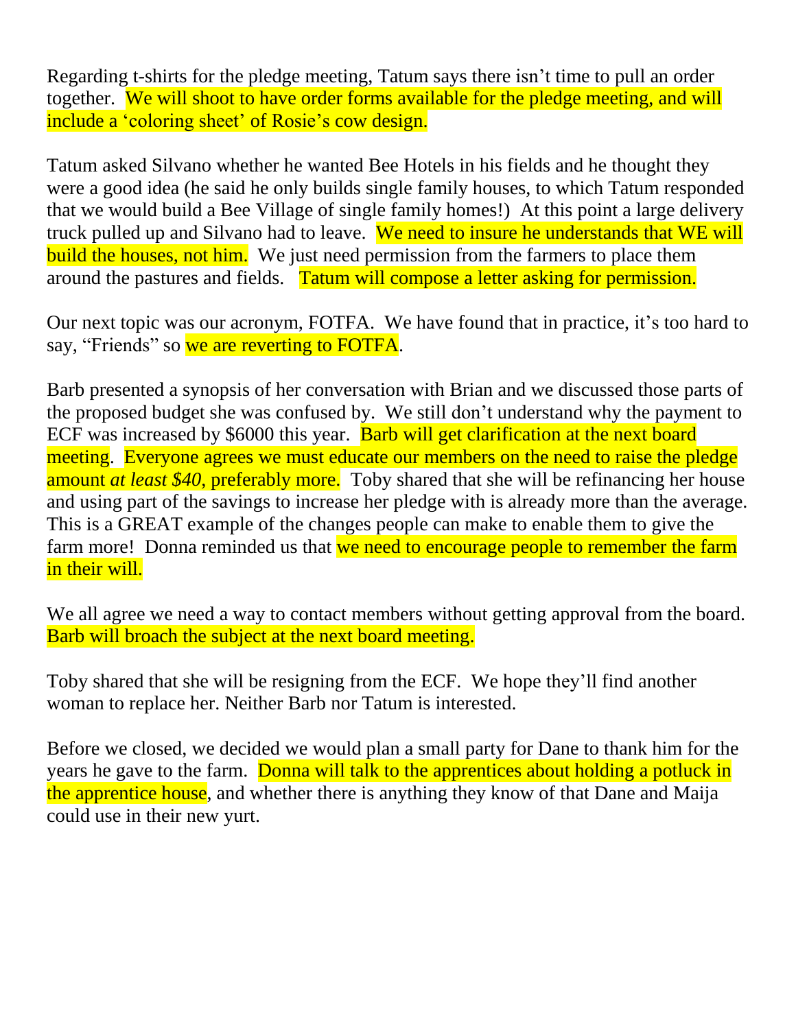Regarding t-shirts for the pledge meeting, Tatum says there isn't time to pull an order together. We will shoot to have order forms available for the pledge meeting, and will include a 'coloring sheet' of Rosie's cow design.

Tatum asked Silvano whether he wanted Bee Hotels in his fields and he thought they were a good idea (he said he only builds single family houses, to which Tatum responded that we would build a Bee Village of single family homes!) At this point a large delivery truck pulled up and Silvano had to leave. We need to insure he understands that WE will build the houses, not him. We just need permission from the farmers to place them around the pastures and fields. Tatum will compose a letter asking for permission.

Our next topic was our acronym, FOTFA. We have found that in practice, it's too hard to say, "Friends" so we are reverting to FOTFA.

Barb presented a synopsis of her conversation with Brian and we discussed those parts of the proposed budget she was confused by. We still don't understand why the payment to ECF was increased by $6000 this year. Barb will get clarification at the next board meeting. Everyone agrees we must educate our members on the need to raise the pledge amount *at least $40*, preferably more. Toby shared that she will be refinancing her house and using part of the savings to increase her pledge with is already more than the average. This is a GREAT example of the changes people can make to enable them to give the farm more! Donna reminded us that we need to encourage people to remember the farm in their will.

We all agree we need a way to contact members without getting approval from the board. Barb will broach the subject at the next board meeting.

Toby shared that she will be resigning from the ECF. We hope they'll find another woman to replace her. Neither Barb nor Tatum is interested.

Before we closed, we decided we would plan a small party for Dane to thank him for the years he gave to the farm. Donna will talk to the apprentices about holding a potluck in the apprentice house, and whether there is anything they know of that Dane and Maija could use in their new yurt.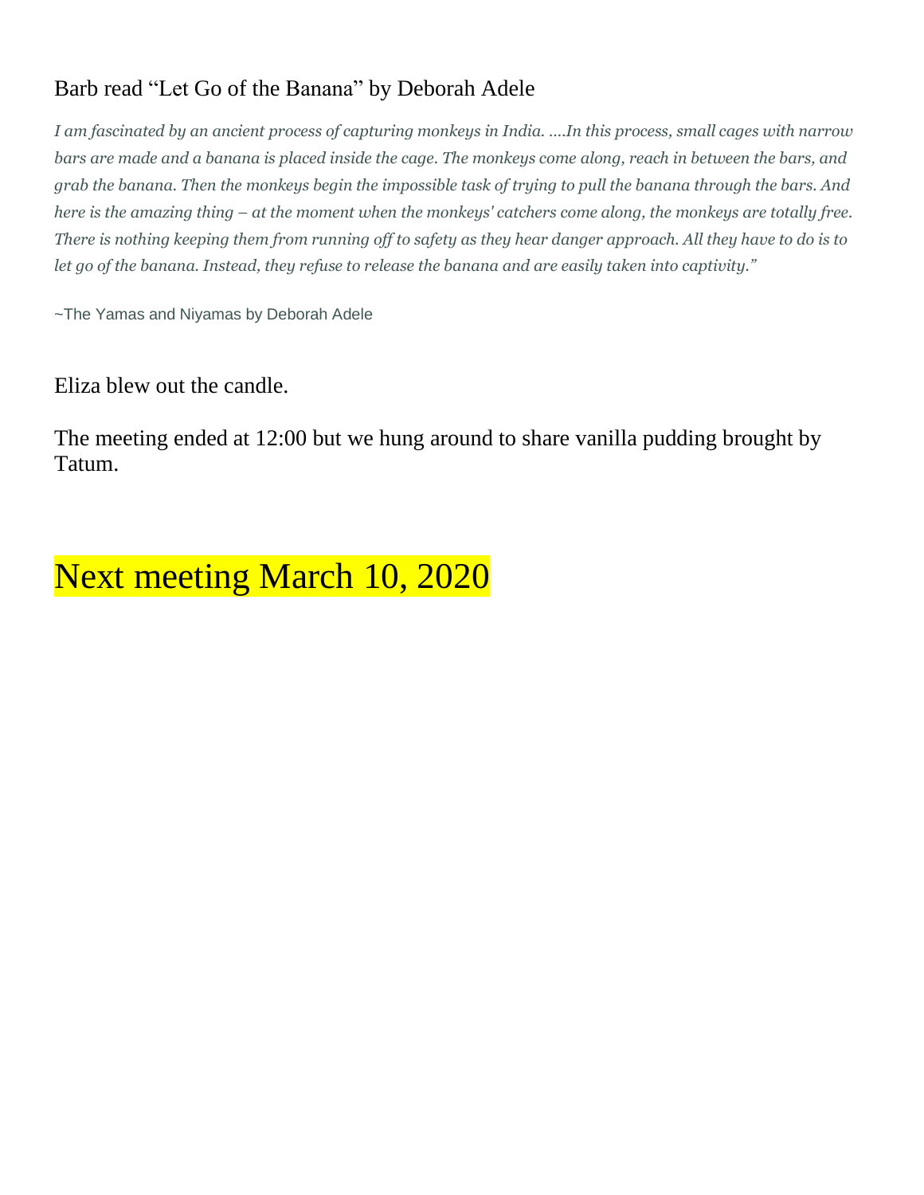Barb read “Let Go of the Banana” by Deborah Adele

*I am fascinated by an ancient process of capturing monkeys in India. ....In this process, small cages with narrow bars are made and a banana is placed inside the cage. The monkeys come along, reach in between the bars, and grab the banana. Then the monkeys begin the impossible task of trying to pull the banana through the bars. And here is the amazing thing – at the moment when the monkeys' catchers come along, the monkeys are totally free. There is nothing keeping them from running off to safety as they hear danger approach. All they have to do is to let go of the banana. Instead, they refuse to release the banana and are easily taken into captivity.”*

~The Yamas and Niyamas by Deborah Adele

Eliza blew out the candle.

The meeting ended at 12:00 but we hung around to share vanilla pudding brought by Tatum.

# Next meeting March 10, 2020